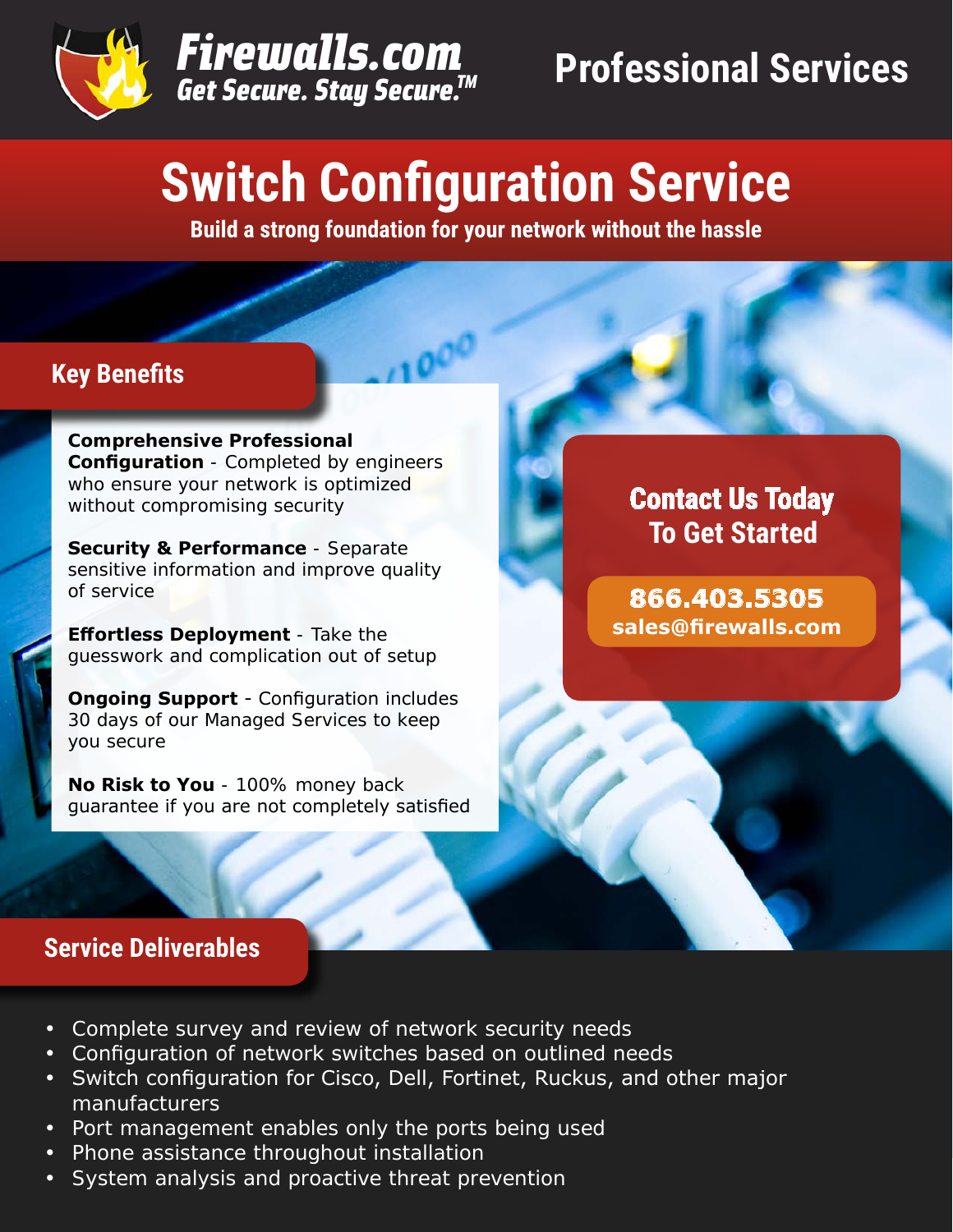Firewalls.com

Get Secure. Stay Secure.™

Professional Services

# Switch Configuration Service

**Build a strong foundation for your network without the hassle**

## Key Benefits

**Comprehensive Professional Configuration** - Completed by engineers who ensure your network is optimized without compromising security

**Security & Performance** - Separate sensitive information and improve quality of service

**Effortless Deployment** - Take the guesswork and complication out of setup

**Ongoing Support** - Configuration includes 30 days of our Managed Services to keep you secure

**No Risk to You** - 100% money back guarantee if you are not completely satisfied

**Contact Us Today To Get Started**

**866.403.5305**
**sales@firewalls.com**

## Service Deliverables

- Complete survey and review of network security needs
- Configuration of network switches based on outlined needs
- Switch configuration for Cisco, Dell, Fortinet, Ruckus, and other major manufacturers
- Port management enables only the ports being used
- Phone assistance throughout installation
- System analysis and proactive threat prevention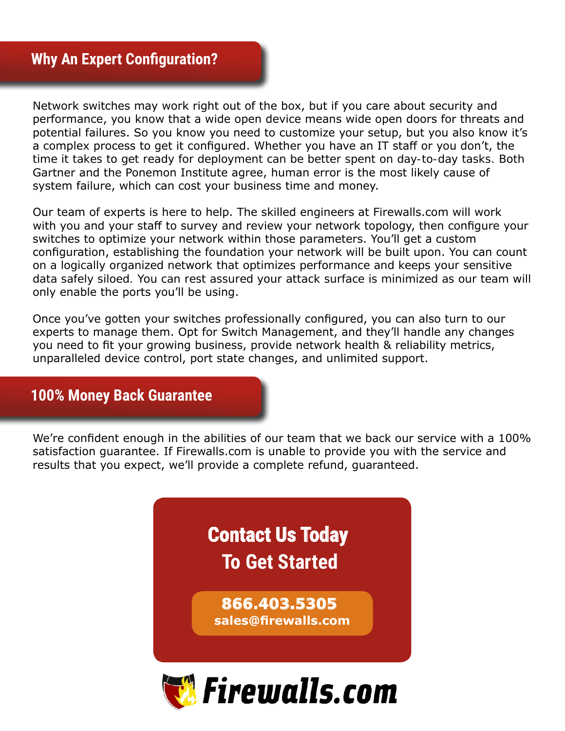## Why An Expert Configuration?

Network switches may work right out of the box, but if you care about security and performance, you know that a wide open device means wide open doors for threats and potential failures. So you know you need to customize your setup, but you also know it's a complex process to get it configured. Whether you have an IT staff or you don't, the time it takes to get ready for deployment can be better spent on day-to-day tasks. Both Gartner and the Ponemon Institute agree, human error is the most likely cause of system failure, which can cost your business time and money.

Our team of experts is here to help. The skilled engineers at Firewalls.com will work with you and your staff to survey and review your network topology, then configure your switches to optimize your network within those parameters. You'll get a custom configuration, establishing the foundation your network will be built upon. You can count on a logically organized network that optimizes performance and keeps your sensitive data safely siloed. You can rest assured your attack surface is minimized as our team will only enable the ports you'll be using.

Once you've gotten your switches professionally configured, you can also turn to our experts to manage them. Opt for Switch Management, and they'll handle any changes you need to fit your growing business, provide network health & reliability metrics, unparalleled device control, port state changes, and unlimited support.

## 100% Money Back Guarantee

We're confident enough in the abilities of our team that we back our service with a 100% satisfaction guarantee. If Firewalls.com is unable to provide you with the service and results that you expect, we'll provide a complete refund, guaranteed.

**Contact Us Today To Get Started**

**866.403.5305**
**sales@firewalls.com**

Firewalls.com